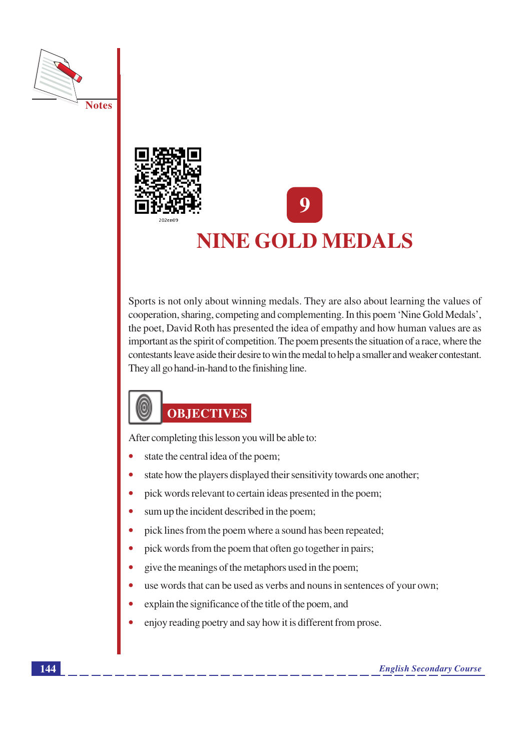# 9

# NINE GOLD MEDALS

Sports is not only about winning medals. They are also about learning the values of cooperation, sharing, competing and complementing. In this poem 'Nine Gold Medals', the poet, David Roth has presented the idea of empathy and how human values are as important as the spirit of competition. The poem presents the situation of a race, where the contestants leave aside their desire to win the medal to help a smaller and weaker contestant. They all go hand-in-hand to the finishing line.

## OBJECTIVES

After completing this lesson you will be able to:

- state the central idea of the poem;
- state how the players displayed their sensitivity towards one another;
- pick words relevant to certain ideas presented in the poem;
- sum up the incident described in the poem;
- pick lines from the poem where a sound has been repeated;
- pick words from the poem that often go together in pairs;
- give the meanings of the metaphors used in the poem;
- use words that can be used as verbs and nouns in sentences of your own;
- explain the significance of the title of the poem, and
- enjoy reading poetry and say how it is different from prose.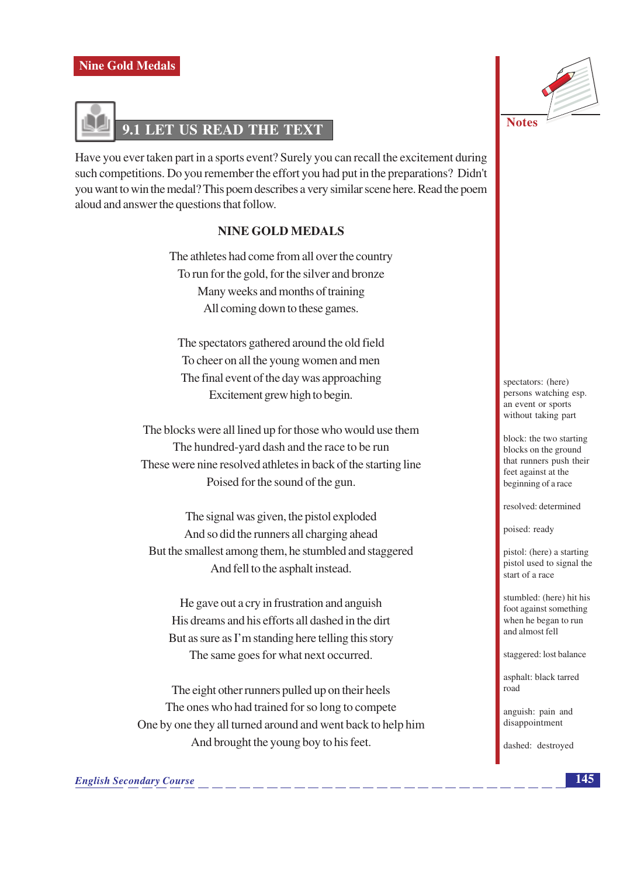## 9.1 LET US READ THE TEXT

Have you ever taken part in a sports event? Surely you can recall the excitement during such competitions. Do you remember the effort you had put in the preparations? Didn't you want to win the medal? This poem describes a very similar scene here. Read the poem aloud and answer the questions that follow.

### NINE GOLD MEDALS

The athletes had come from all over the country
To run for the gold, for the silver and bronze
Many weeks and months of training
All coming down to these games.

The spectators gathered around the old field
To cheer on all the young women and men
The final event of the day was approaching
Excitement grew high to begin.

The blocks were all lined up for those who would use them
The hundred-yard dash and the race to be run
These were nine resolved athletes in back of the starting line
Poised for the sound of the gun.

The signal was given, the pistol exploded
And so did the runners all charging ahead
But the smallest among them, he stumbled and staggered
And fell to the asphalt instead.

He gave out a cry in frustration and anguish
His dreams and his efforts all dashed in the dirt
But as sure as I'm standing here telling this story
The same goes for what next occurred.

The eight other runners pulled up on their heels
The ones who had trained for so long to compete
One by one they all turned around and went back to help him
And brought the young boy to his feet.

**Notes**

spectators: (here) persons watching esp. an event or sports without taking part

block: the two starting blocks on the ground that runners push their feet against at the beginning of a race

resolved: determined

poised: ready

pistol: (here) a starting pistol used to signal the start of a race

stumbled: (here) hit his foot against something when he began to run and almost fell

staggered: lost balance

asphalt: black tarred road

anguish: pain and disappointment

dashed: destroyed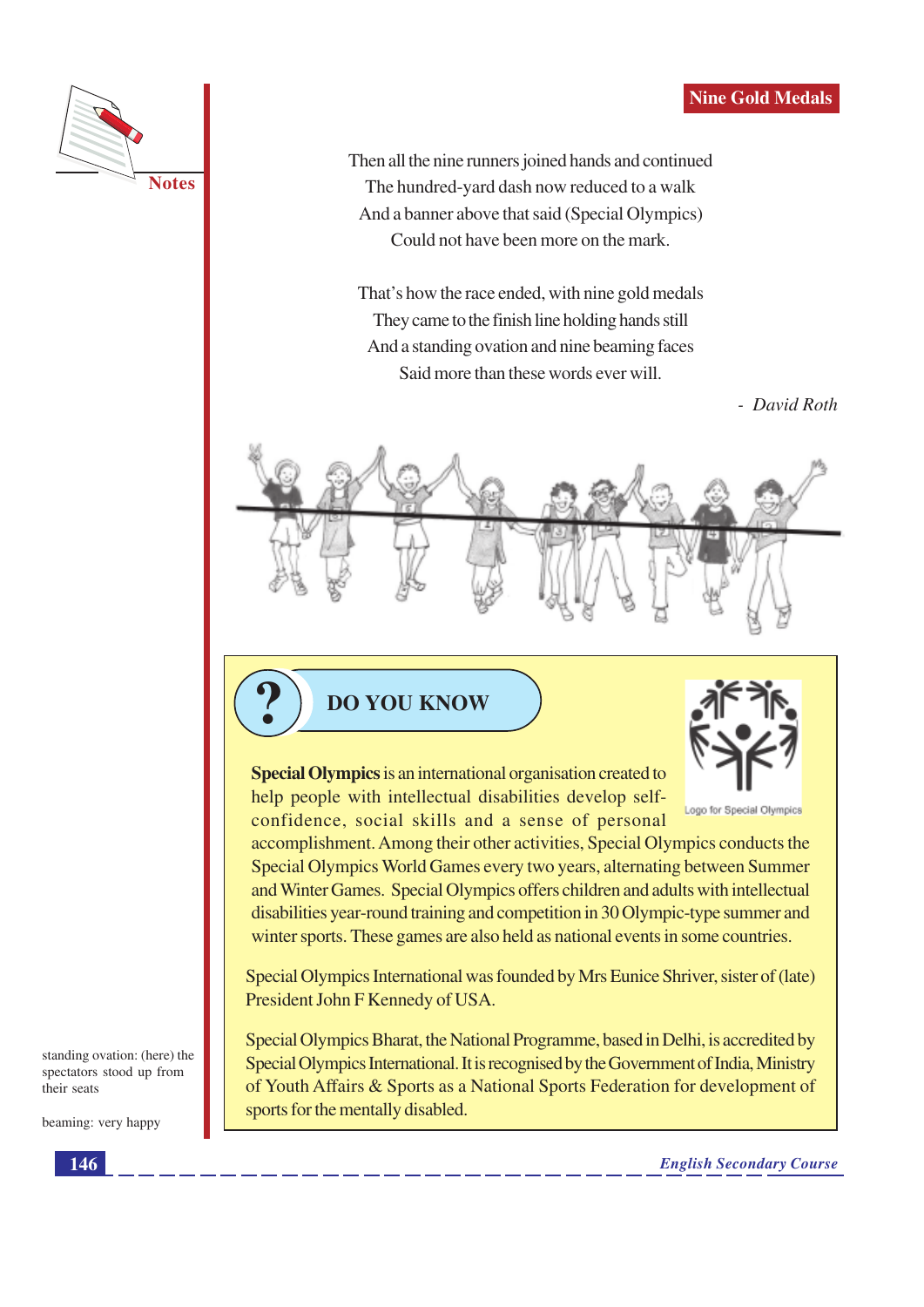Then all the nine runners joined hands and continued
The hundred-yard dash now reduced to a walk
And a banner above that said (Special Olympics)
Could not have been more on the mark.

That's how the race ended, with nine gold medals
They came to the finish line holding hands still
And a standing ovation and nine beaming faces
Said more than these words ever will.

*- David Roth*

## DO YOU KNOW

Logo for Special Olympics

**Special Olympics** is an international organisation created to help people with intellectual disabilities develop self-confidence, social skills and a sense of personal accomplishment. Among their other activities, Special Olympics conducts the Special Olympics World Games every two years, alternating between Summer and Winter Games. Special Olympics offers children and adults with intellectual disabilities year-round training and competition in 30 Olympic-type summer and winter sports. These games are also held as national events in some countries.

Special Olympics International was founded by Mrs Eunice Shriver, sister of (late) President John F Kennedy of USA.

Special Olympics Bharat, the National Programme, based in Delhi, is accredited by Special Olympics International. It is recognised by the Government of India, Ministry of Youth Affairs & Sports as a National Sports Federation for development of sports for the mentally disabled.

Notes

standing ovation: (here) the spectators stood up from their seats

beaming: very happy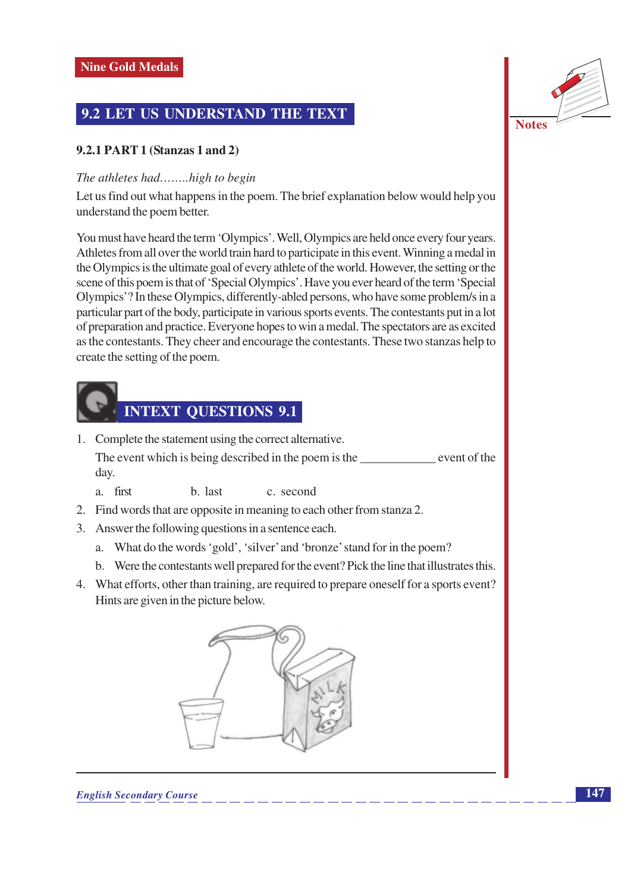## 9.2 LET US UNDERSTAND THE TEXT

### 9.2.1 PART 1 (Stanzas 1 and 2)

*The athletes had........high to begin*

Let us find out what happens in the poem. The brief explanation below would help you understand the poem better.

You must have heard the term 'Olympics'. Well, Olympics are held once every four years. Athletes from all over the world train hard to participate in this event. Winning a medal in the Olympics is the ultimate goal of every athlete of the world. However, the setting or the scene of this poem is that of 'Special Olympics'. Have you ever heard of the term 'Special Olympics'? In these Olympics, differently-abled persons, who have some problem/s in a particular part of the body, participate in various sports events. The contestants put in a lot of preparation and practice. Everyone hopes to win a medal. The spectators are as excited as the contestants. They cheer and encourage the contestants. These two stanzas help to create the setting of the poem.

## INTEXT QUESTIONS 9.1

1. Complete the statement using the correct alternative.

   The event which is being described in the poem is the ____________ event of the day.

   a. first b. last c. second

2. Find words that are opposite in meaning to each other from stanza 2.
3. Answer the following questions in a sentence each.
   a. What do the words 'gold', 'silver' and 'bronze' stand for in the poem?
   b. Were the contestants well prepared for the event? Pick the line that illustrates this.
4. What efforts, other than training, are required to prepare oneself for a sports event? Hints are given in the picture below.

MILK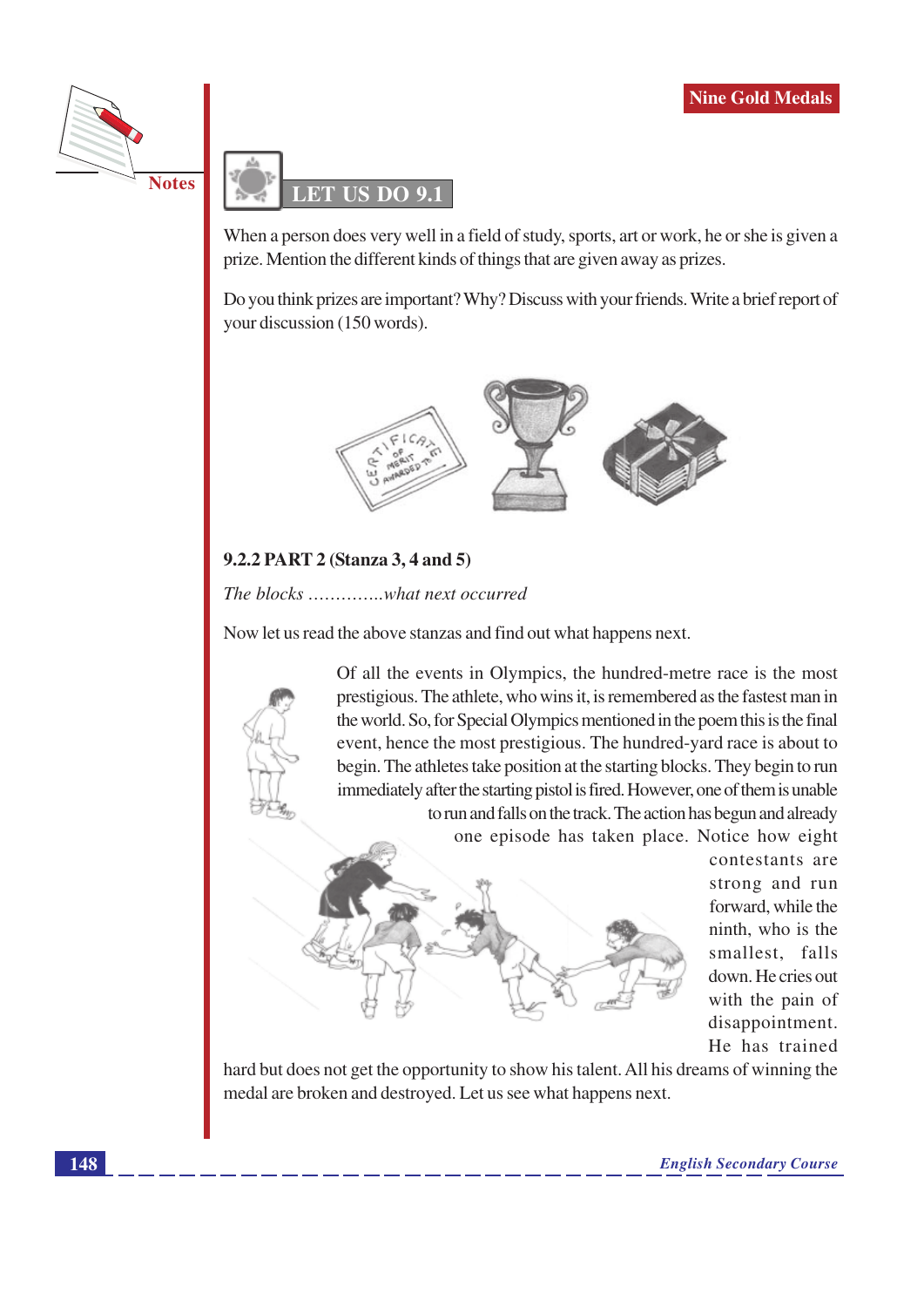## LET US DO 9.1

When a person does very well in a field of study, sports, art or work, he or she is given a prize. Mention the different kinds of things that are given away as prizes.

Do you think prizes are important? Why? Discuss with your friends. Write a brief report of your discussion (150 words).

### 9.2.2 PART 2 (Stanza 3, 4 and 5)

*The blocks ..............what next occurred*

Now let us read the above stanzas and find out what happens next.

Of all the events in Olympics, the hundred-metre race is the most prestigious. The athlete, who wins it, is remembered as the fastest man in the world. So, for Special Olympics mentioned in the poem this is the final event, hence the most prestigious. The hundred-yard race is about to begin. The athletes take position at the starting blocks. They begin to run immediately after the starting pistol is fired. However, one of them is unable to run and falls on the track. The action has begun and already one episode has taken place. Notice how eight contestants are strong and run forward, while the ninth, who is the smallest, falls down. He cries out with the pain of disappointment. He has trained hard but does not get the opportunity to show his talent. All his dreams of winning the medal are broken and destroyed. Let us see what happens next.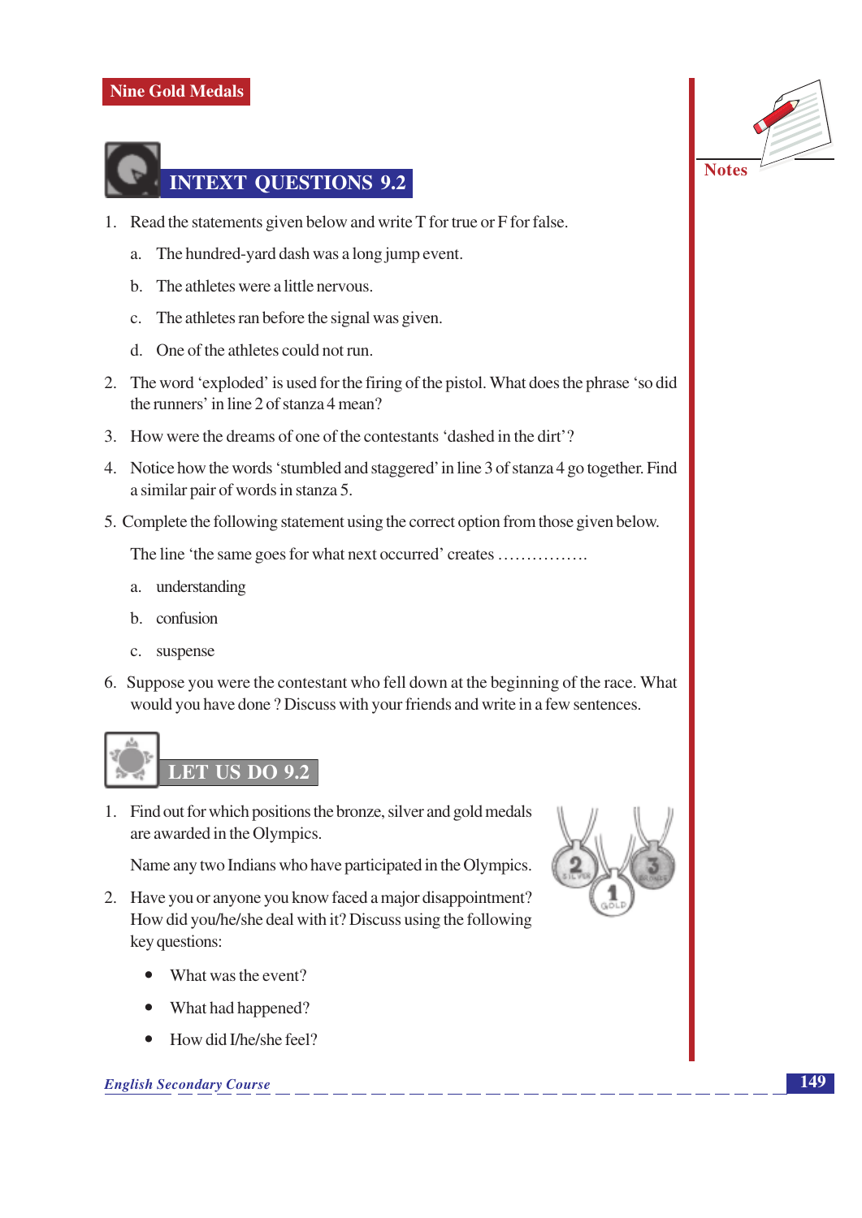## INTEXT QUESTIONS 9.2

1. Read the statements given below and write T for true or F for false.

   a. The hundred-yard dash was a long jump event.

   b. The athletes were a little nervous.

   c. The athletes ran before the signal was given.

   d. One of the athletes could not run.

2. The word 'exploded' is used for the firing of the pistol. What does the phrase 'so did the runners' in line 2 of stanza 4 mean?

3. How were the dreams of one of the contestants 'dashed in the dirt'?

4. Notice how the words 'stumbled and staggered' in line 3 of stanza 4 go together. Find a similar pair of words in stanza 5.

5. Complete the following statement using the correct option from those given below.

   The line 'the same goes for what next occurred' creates …………….

   a. understanding

   b. confusion

   c. suspense

6. Suppose you were the contestant who fell down at the beginning of the race. What would you have done ? Discuss with your friends and write in a few sentences.

## LET US DO 9.2

1. Find out for which positions the bronze, silver and gold medals are awarded in the Olympics.

   Name any two Indians who have participated in the Olympics.

2. Have you or anyone you know faced a major disappointment? How did you/he/she deal with it? Discuss using the following key questions:

   - What was the event?
   - What had happened?
   - How did I/he/she feel?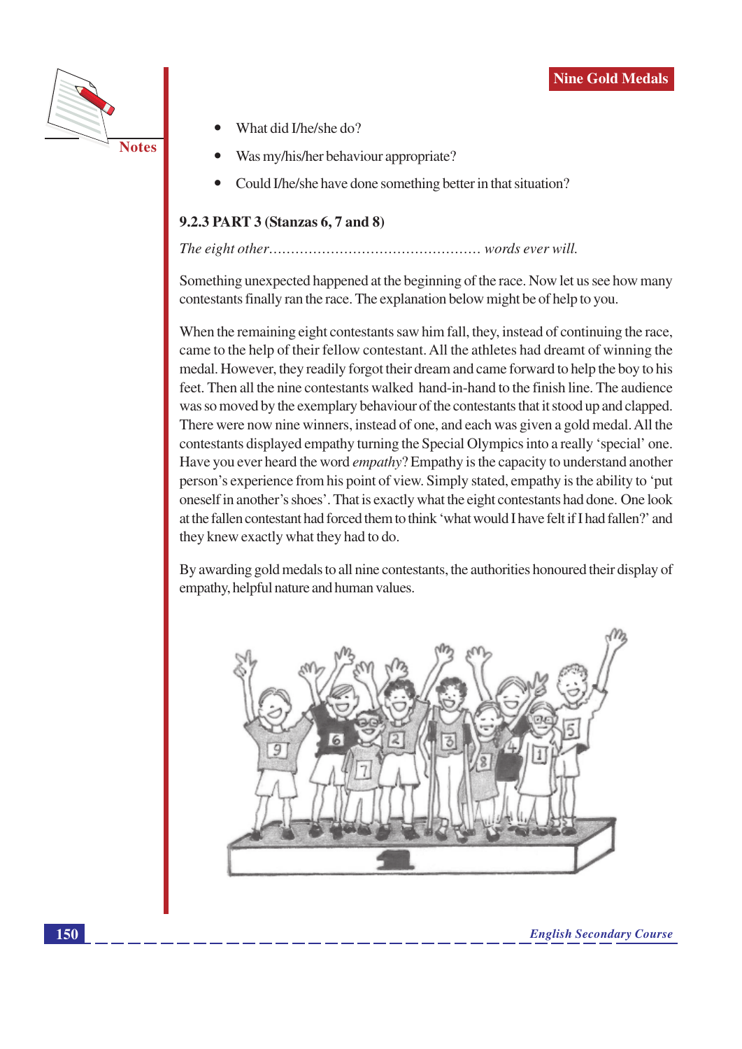- What did I/he/she do?
- Was my/his/her behaviour appropriate?
- Could I/he/she have done something better in that situation?

### 9.2.3 PART 3 (Stanzas 6, 7 and 8)

*The eight other............................................... words ever will.*

Something unexpected happened at the beginning of the race. Now let us see how many contestants finally ran the race. The explanation below might be of help to you.

When the remaining eight contestants saw him fall, they, instead of continuing the race, came to the help of their fellow contestant. All the athletes had dreamt of winning the medal. However, they readily forgot their dream and came forward to help the boy to his feet. Then all the nine contestants walked hand-in-hand to the finish line. The audience was so moved by the exemplary behaviour of the contestants that it stood up and clapped. There were now nine winners, instead of one, and each was given a gold medal. All the contestants displayed empathy turning the Special Olympics into a really 'special' one. Have you ever heard the word *empathy*? Empathy is the capacity to understand another person's experience from his point of view. Simply stated, empathy is the ability to 'put oneself in another's shoes'. That is exactly what the eight contestants had done. One look at the fallen contestant had forced them to think 'what would I have felt if I had fallen?' and they knew exactly what they had to do.

By awarding gold medals to all nine contestants, the authorities honoured their display of empathy, helpful nature and human values.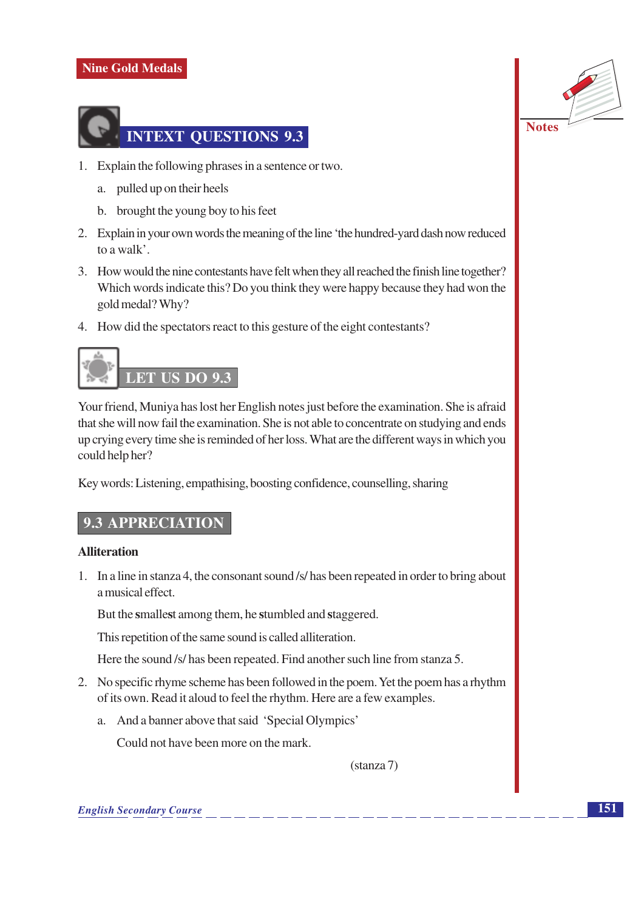## INTEXT QUESTIONS 9.3

1. Explain the following phrases in a sentence or two.

   a. pulled up on their heels

   b. brought the young boy to his feet

2. Explain in your own words the meaning of the line 'the hundred-yard dash now reduced to a walk'.

3. How would the nine contestants have felt when they all reached the finish line together? Which words indicate this? Do you think they were happy because they had won the gold medal? Why?

4. How did the spectators react to this gesture of the eight contestants?

## LET US DO 9.3

Your friend, Muniya has lost her English notes just before the examination. She is afraid that she will now fail the examination. She is not able to concentrate on studying and ends up crying every time she is reminded of her loss. What are the different ways in which you could help her?

Key words: Listening, empathising, boosting confidence, counselling, sharing

## 9.3 APPRECIATION

**Alliteration**

1. In a line in stanza 4, the consonant sound /s/ has been repeated in order to bring about a musical effect.

   But the **s**malle**s**t among them, he **s**tumbled and **s**taggered.

   This repetition of the same sound is called alliteration.

   Here the sound /s/ has been repeated. Find another such line from stanza 5.

2. No specific rhyme scheme has been followed in the poem. Yet the poem has a rhythm of its own. Read it aloud to feel the rhythm. Here are a few examples.

   a. And a banner above that said 'Special Olympics'

      Could not have been more on the mark.

      (stanza 7)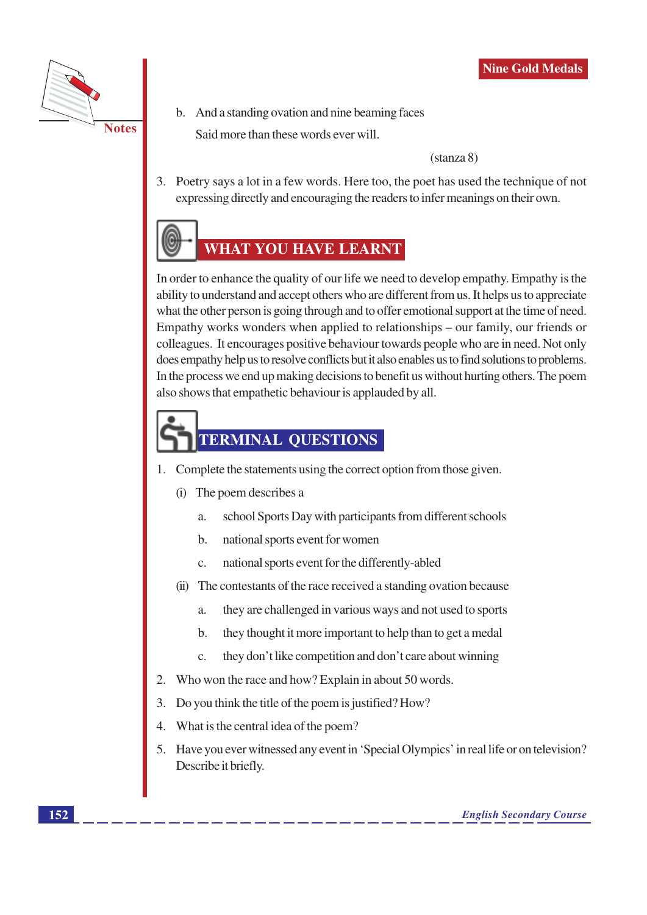b. And a standing ovation and nine beaming faces

   Said more than these words ever will.

   (stanza 8)

3. Poetry says a lot in a few words. Here too, the poet has used the technique of not expressing directly and encouraging the readers to infer meanings on their own.

## WHAT YOU HAVE LEARNT

In order to enhance the quality of our life we need to develop empathy. Empathy is the ability to understand and accept others who are different from us. It helps us to appreciate what the other person is going through and to offer emotional support at the time of need. Empathy works wonders when applied to relationships – our family, our friends or colleagues. It encourages positive behaviour towards people who are in need. Not only does empathy help us to resolve conflicts but it also enables us to find solutions to problems. In the process we end up making decisions to benefit us without hurting others. The poem also shows that empathetic behaviour is applauded by all.

## TERMINAL QUESTIONS

1. Complete the statements using the correct option from those given.

   (i) The poem describes a

   a. school Sports Day with participants from different schools

   b. national sports event for women

   c. national sports event for the differently-abled

   (ii) The contestants of the race received a standing ovation because

   a. they are challenged in various ways and not used to sports

   b. they thought it more important to help than to get a medal

   c. they don't like competition and don't care about winning

2. Who won the race and how? Explain in about 50 words.

3. Do you think the title of the poem is justified? How?

4. What is the central idea of the poem?

5. Have you ever witnessed any event in 'Special Olympics' in real life or on television? Describe it briefly.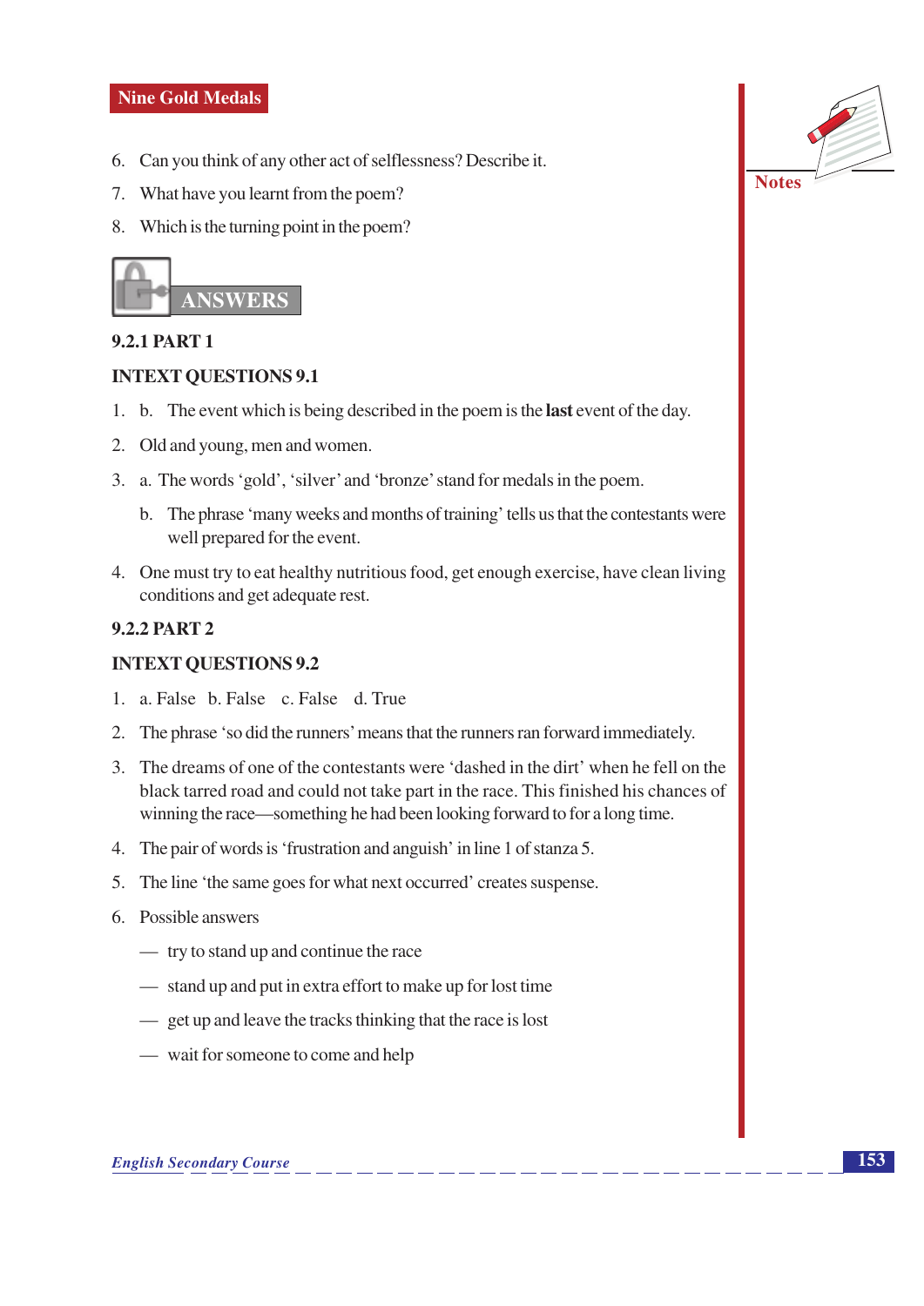6. Can you think of any other act of selflessness? Describe it.
7. What have you learnt from the poem?
8. Which is the turning point in the poem?

## ANSWERS

### 9.2.1 PART 1

### INTEXT QUESTIONS 9.1

1. b. The event which is being described in the poem is the **last** event of the day.
2. Old and young, men and women.
3. a. The words 'gold', 'silver' and 'bronze' stand for medals in the poem.

   b. The phrase 'many weeks and months of training' tells us that the contestants were well prepared for the event.
4. One must try to eat healthy nutritious food, get enough exercise, have clean living conditions and get adequate rest.

### 9.2.2 PART 2

### INTEXT QUESTIONS 9.2

1. a. False b. False c. False d. True
2. The phrase 'so did the runners' means that the runners ran forward immediately.
3. The dreams of one of the contestants were 'dashed in the dirt' when he fell on the black tarred road and could not take part in the race. This finished his chances of winning the race—something he had been looking forward to for a long time.
4. The pair of words is 'frustration and anguish' in line 1 of stanza 5.
5. The line 'the same goes for what next occurred' creates suspense.
6. Possible answers

   — try to stand up and continue the race

   — stand up and put in extra effort to make up for lost time

   — get up and leave the tracks thinking that the race is lost

   — wait for someone to come and help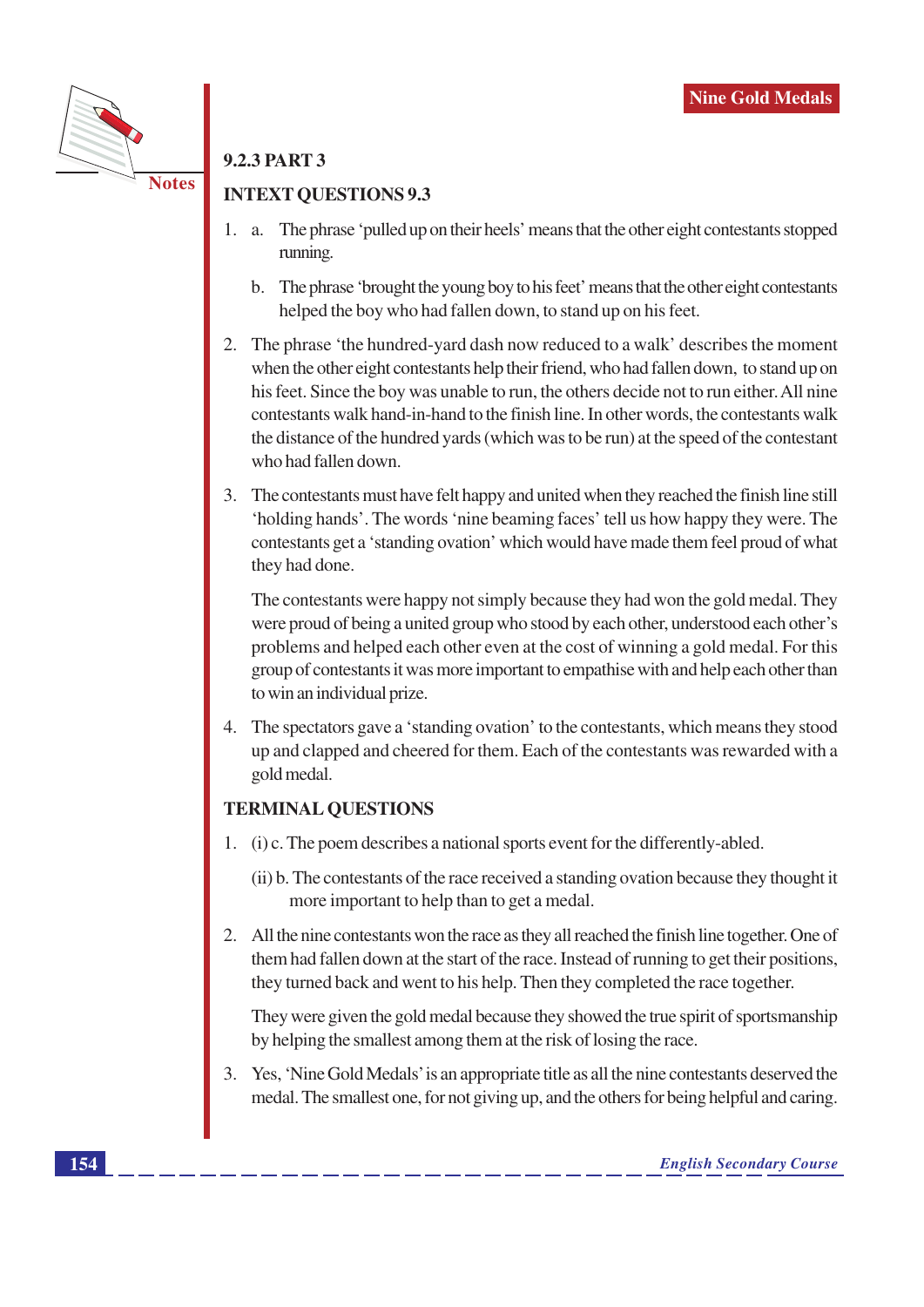### 9.2.3 PART 3

### INTEXT QUESTIONS 9.3

1. a. The phrase 'pulled up on their heels' means that the other eight contestants stopped running.

   b. The phrase 'brought the young boy to his feet' means that the other eight contestants helped the boy who had fallen down, to stand up on his feet.

2. The phrase 'the hundred-yard dash now reduced to a walk' describes the moment when the other eight contestants help their friend, who had fallen down, to stand up on his feet. Since the boy was unable to run, the others decide not to run either. All nine contestants walk hand-in-hand to the finish line. In other words, the contestants walk the distance of the hundred yards (which was to be run) at the speed of the contestant who had fallen down.

3. The contestants must have felt happy and united when they reached the finish line still 'holding hands'. The words 'nine beaming faces' tell us how happy they were. The contestants get a 'standing ovation' which would have made them feel proud of what they had done.

   The contestants were happy not simply because they had won the gold medal. They were proud of being a united group who stood by each other, understood each other's problems and helped each other even at the cost of winning a gold medal. For this group of contestants it was more important to empathise with and help each other than to win an individual prize.

4. The spectators gave a 'standing ovation' to the contestants, which means they stood up and clapped and cheered for them. Each of the contestants was rewarded with a gold medal.

### TERMINAL QUESTIONS

1. (i) c. The poem describes a national sports event for the differently-abled.

   (ii) b. The contestants of the race received a standing ovation because they thought it more important to help than to get a medal.

2. All the nine contestants won the race as they all reached the finish line together. One of them had fallen down at the start of the race. Instead of running to get their positions, they turned back and went to his help. Then they completed the race together.

   They were given the gold medal because they showed the true spirit of sportsmanship by helping the smallest among them at the risk of losing the race.

3. Yes, 'Nine Gold Medals' is an appropriate title as all the nine contestants deserved the medal. The smallest one, for not giving up, and the others for being helpful and caring.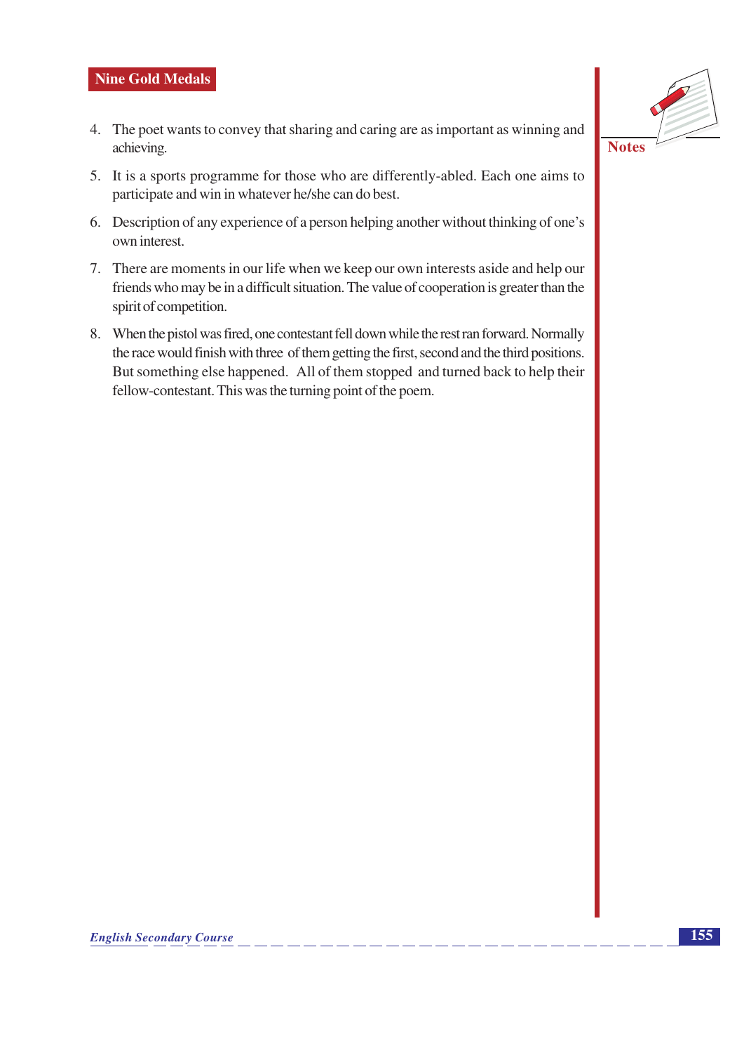4. The poet wants to convey that sharing and caring are as important as winning and achieving.

5. It is a sports programme for those who are differently-abled. Each one aims to participate and win in whatever he/she can do best.

6. Description of any experience of a person helping another without thinking of one's own interest.

7. There are moments in our life when we keep our own interests aside and help our friends who may be in a difficult situation. The value of cooperation is greater than the spirit of competition.

8. When the pistol was fired, one contestant fell down while the rest ran forward. Normally the race would finish with three of them getting the first, second and the third positions. But something else happened. All of them stopped and turned back to help their fellow-contestant. This was the turning point of the poem.